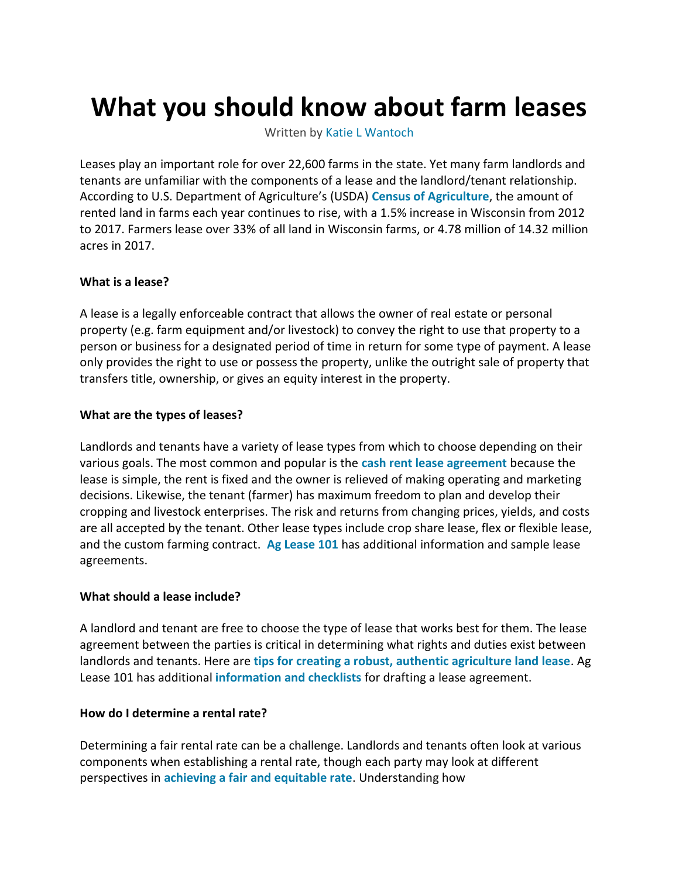# What you should know about farm leases

Written by Katie L Wantoch

Leases play an important role for over 22,600 farms in the state. Yet many farm landlords and tenants are unfamiliar with the components of a lease and the landlord/tenant relationship. According to U.S. Department of Agriculture's (USDA) **Census of Agriculture**, the amount of rented land in farms each year continues to rise, with a 1.5% increase in Wisconsin from 2012 to 2017. Farmers lease over 33% of all land in Wisconsin farms, or 4.78 million of 14.32 million acres in 2017.

**What is a lease?**

A lease is a legally enforceable contract that allows the owner of real estate or personal property (e.g. farm equipment and/or livestock) to convey the right to use that property to a person or business for a designated period of time in return for some type of payment. A lease only provides the right to use or possess the property, unlike the outright sale of property that transfers title, ownership, or gives an equity interest in the property.

**What are the types of leases?**

Landlords and tenants have a variety of lease types from which to choose depending on their various goals. The most common and popular is the **cash rent lease agreement** because the lease is simple, the rent is fixed and the owner is relieved of making operating and marketing decisions. Likewise, the tenant (farmer) has maximum freedom to plan and develop their cropping and livestock enterprises. The risk and returns from changing prices, yields, and costs are all accepted by the tenant. Other lease types include crop share lease, flex or flexible lease, and the custom farming contract. **Ag Lease 101** has additional information and sample lease agreements.

**What should a lease include?**

A landlord and tenant are free to choose the type of lease that works best for them. The lease agreement between the parties is critical in determining what rights and duties exist between landlords and tenants. Here are **tips for creating a robust, authentic agriculture land lease**. Ag Lease 101 has additional **information and checklists** for drafting a lease agreement.

**How do I determine a rental rate?**

Determining a fair rental rate can be a challenge. Landlords and tenants often look at various components when establishing a rental rate, though each party may look at different perspectives in **achieving a fair and equitable rate**. Understanding how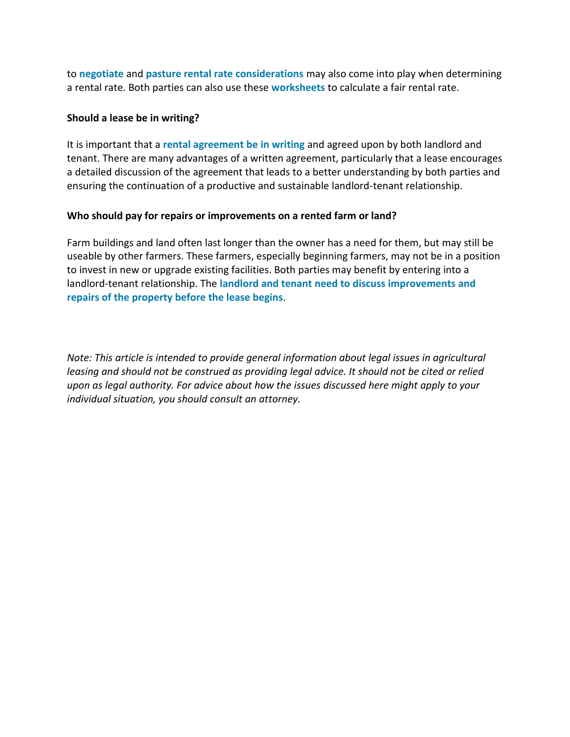to **negotiate** and **pasture rental rate considerations** may also come into play when determining a rental rate. Both parties can also use these **worksheets** to calculate a fair rental rate.

**Should a lease be in writing?**

It is important that a **rental agreement be in writing** and agreed upon by both landlord and tenant. There are many advantages of a written agreement, particularly that a lease encourages a detailed discussion of the agreement that leads to a better understanding by both parties and ensuring the continuation of a productive and sustainable landlord-tenant relationship.

**Who should pay for repairs or improvements on a rented farm or land?**

Farm buildings and land often last longer than the owner has a need for them, but may still be useable by other farmers. These farmers, especially beginning farmers, may not be in a position to invest in new or upgrade existing facilities. Both parties may benefit by entering into a landlord-tenant relationship. The **landlord and tenant need to discuss improvements and repairs of the property before the lease begins**.

*Note: This article is intended to provide general information about legal issues in agricultural leasing and should not be construed as providing legal advice. It should not be cited or relied upon as legal authority. For advice about how the issues discussed here might apply to your individual situation, you should consult an attorney.*